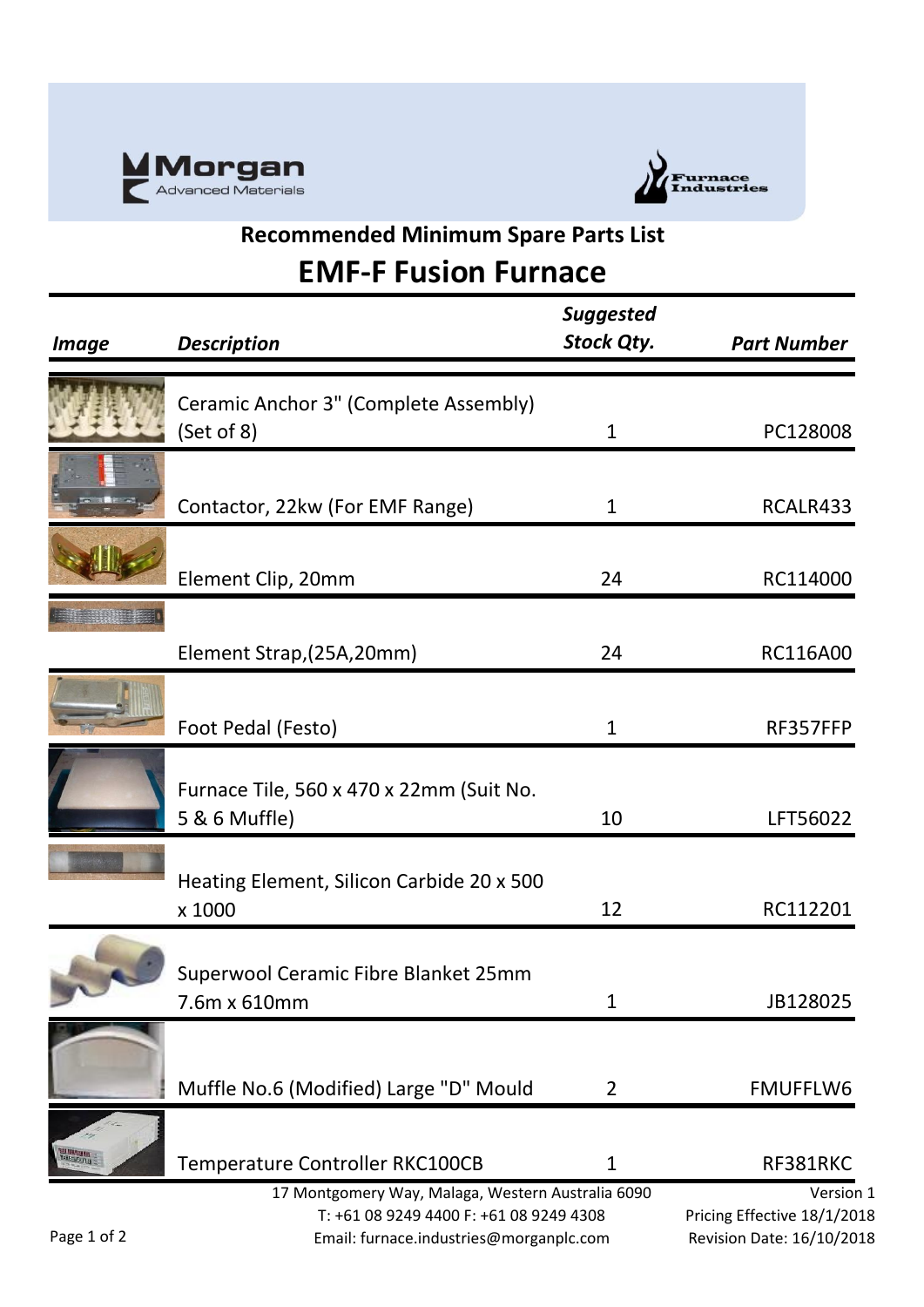Morgan Advanced Materials

Furnace Industries

## Recommended Minimum Spare Parts List

# EMF-F Fusion Furnace

| *Image* | *Description* | *Suggested Stock Qty.* | *Part Number* |
|---|---|---|---|
| | Ceramic Anchor 3" (Complete Assembly) (Set of 8) | 1 | PC128008 |
| | Contactor, 22kw (For EMF Range) | 1 | RCALR433 |
| | Element Clip, 20mm | 24 | RC114000 |
| | Element Strap,(25A,20mm) | 24 | RC116A00 |
| | Foot Pedal (Festo) | 1 | RF357FFP |
| | Furnace Tile, 560 x 470 x 22mm (Suit No. 5 & 6 Muffle) | 10 | LFT56022 |
| | Heating Element, Silicon Carbide 20 x 500 x 1000 | 12 | RC112201 |
| | Superwool Ceramic Fibre Blanket 25mm 7.6m x 610mm | 1 | JB128025 |
| | Muffle No.6 (Modified) Large "D" Mould | 2 | FMUFFLW6 |
| | Temperature Controller RKC100CB | 1 | RF381RKC |

17 Montgomery Way, Malaga, Western Australia 6090
T: +61 08 9249 4400 F: +61 08 9249 4308
Email: furnace.industries@morganplc.com

Version 1
Pricing Effective 18/1/2018
Revision Date: 16/10/2018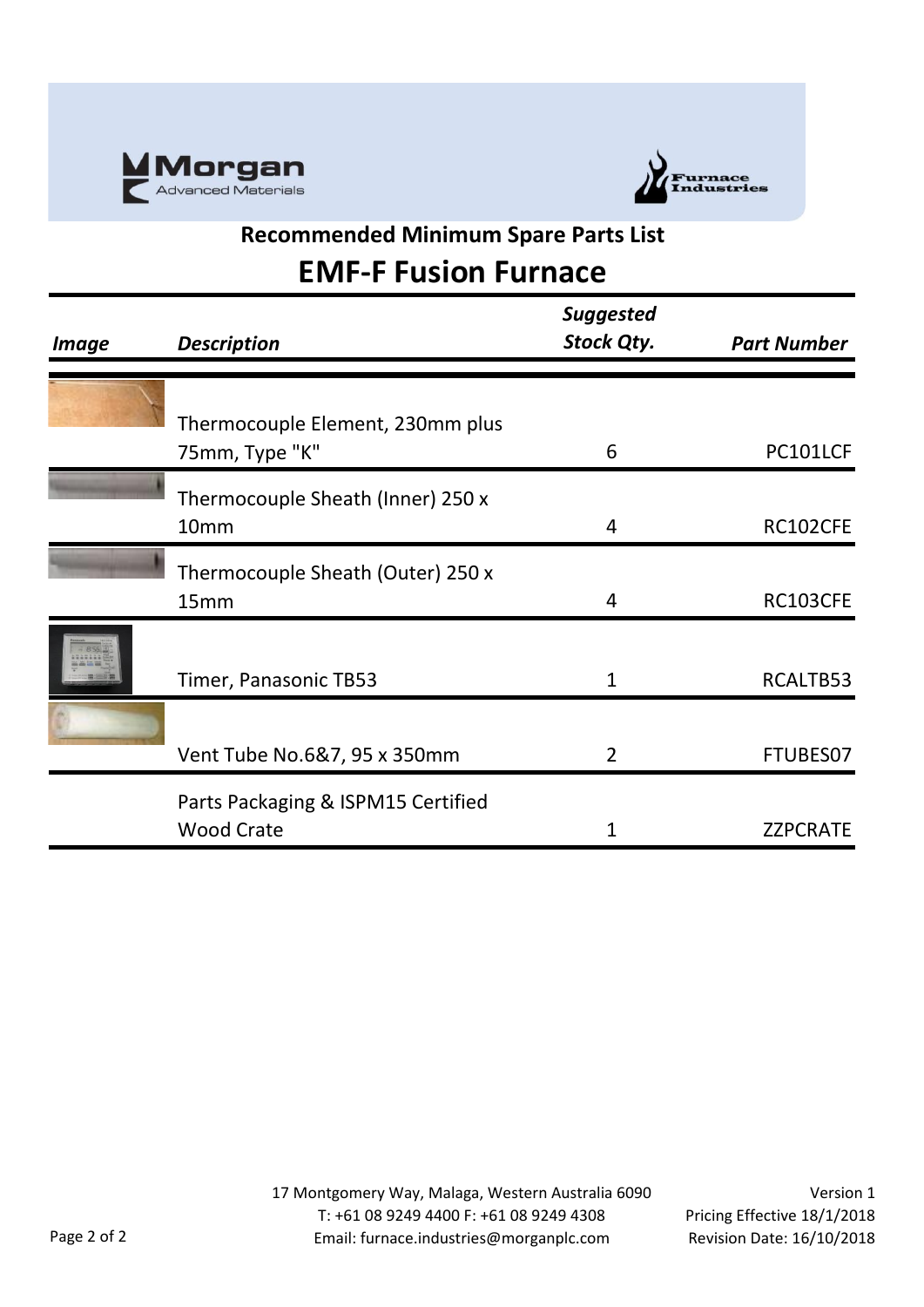Morgan Advanced Materials

Furnace Industries

## Recommended Minimum Spare Parts List

# EMF-F Fusion Furnace

| *Image* | *Description* | *Suggested Stock Qty.* | *Part Number* |
|---|---|---|---|
| | Thermocouple Element, 230mm plus 75mm, Type "K" | 6 | PC101LCF |
| | Thermocouple Sheath (Inner) 250 x 10mm | 4 | RC102CFE |
| | Thermocouple Sheath (Outer) 250 x 15mm | 4 | RC103CFE |
| | Timer, Panasonic TB53 | 1 | RCALTB53 |
| | Vent Tube No.6&7, 95 x 350mm | 2 | FTUBES07 |
| | Parts Packaging & ISPM15 Certified Wood Crate | 1 | ZZPCRATE |

17 Montgomery Way, Malaga, Western Australia 6090
T: +61 08 9249 4400 F: +61 08 9249 4308
Email: furnace.industries@morganplc.com

Version 1
Pricing Effective 18/1/2018
Revision Date: 16/10/2018